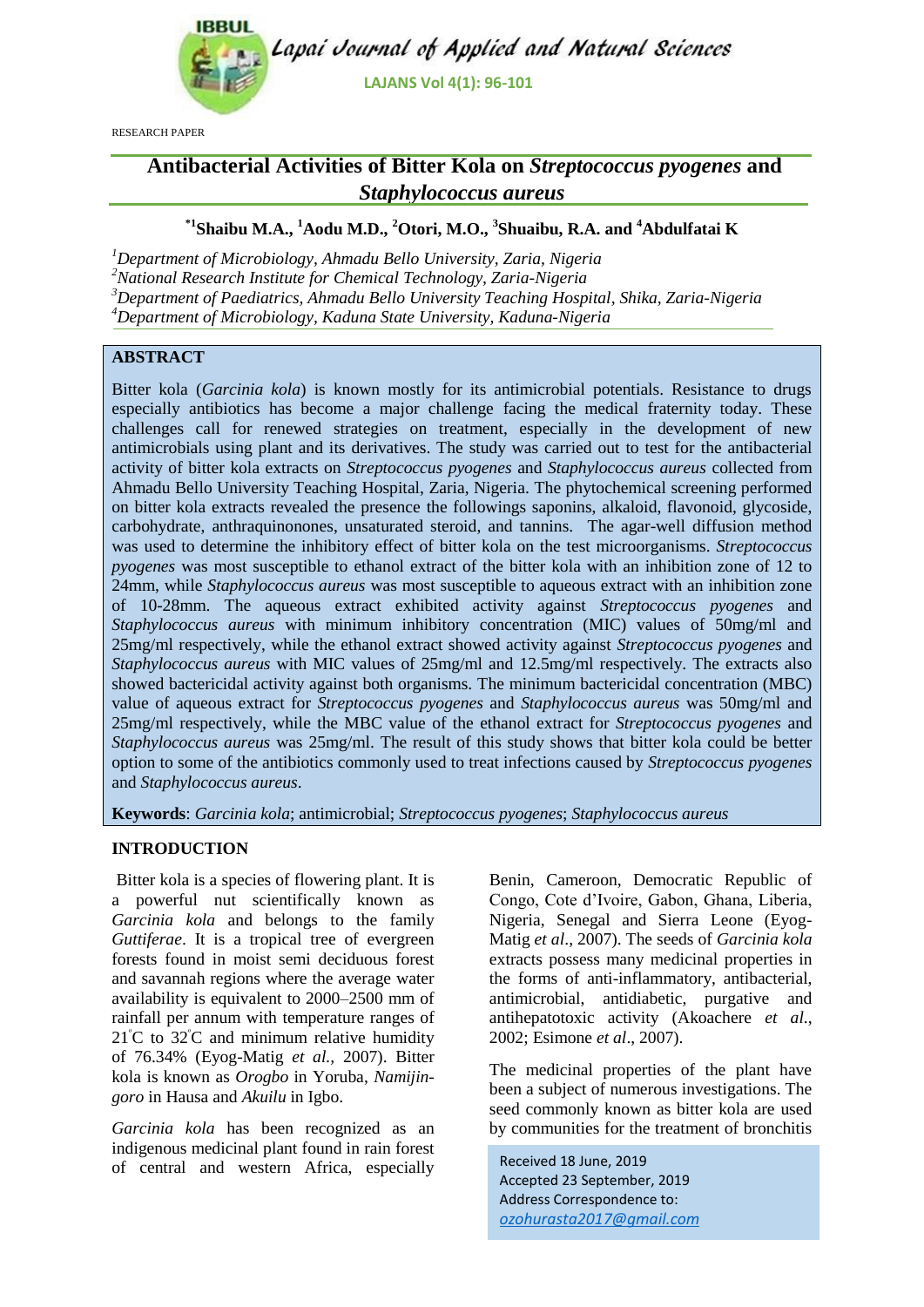RESEARCH PAPER

# Antibacterial Activities of Bitter Kola on *Streptococcus pyogenes* and *Staphylococcus aureus*

**[*1]Shaibu M.A., [1]Aodu M.D., [2]Otori, M.O., [3]Shuaibu, R.A. and [4]Abdulfatai K**

[1]*Department of Microbiology, Ahmadu Bello University, Zaria, Nigeria*
[2]*National Research Institute for Chemical Technology, Zaria-Nigeria*
[3]*Department of Paediatrics, Ahmadu Bello University Teaching Hospital, Shika, Zaria-Nigeria*
[4]*Department of Microbiology, Kaduna State University, Kaduna-Nigeria*

## ABSTRACT

Bitter kola (*Garcinia kola*) is known mostly for its antimicrobial potentials. Resistance to drugs especially antibiotics has become a major challenge facing the medical fraternity today. These challenges call for renewed strategies on treatment, especially in the development of new antimicrobials using plant and its derivatives. The study was carried out to test for the antibacterial activity of bitter kola extracts on *Streptococcus pyogenes* and *Staphylococcus aureus* collected from Ahmadu Bello University Teaching Hospital, Zaria, Nigeria. The phytochemical screening performed on bitter kola extracts revealed the presence the followings saponins, alkaloid, flavonoid, glycoside, carbohydrate, anthraquinonones, unsaturated steroid, and tannins. The agar-well diffusion method was used to determine the inhibitory effect of bitter kola on the test microorganisms. *Streptococcus pyogenes* was most susceptible to ethanol extract of the bitter kola with an inhibition zone of 12 to 24mm, while *Staphylococcus aureus* was most susceptible to aqueous extract with an inhibition zone of 10-28mm. The aqueous extract exhibited activity against *Streptococcus pyogenes* and *Staphylococcus aureus* with minimum inhibitory concentration (MIC) values of 50mg/ml and 25mg/ml respectively, while the ethanol extract showed activity against *Streptococcus pyogenes* and *Staphylococcus aureus* with MIC values of 25mg/ml and 12.5mg/ml respectively. The extracts also showed bactericidal activity against both organisms. The minimum bactericidal concentration (MBC) value of aqueous extract for *Streptococcus pyogenes* and *Staphylococcus aureus* was 50mg/ml and 25mg/ml respectively, while the MBC value of the ethanol extract for *Streptococcus pyogenes* and *Staphylococcus aureus* was 25mg/ml. The result of this study shows that bitter kola could be better option to some of the antibiotics commonly used to treat infections caused by *Streptococcus pyogenes* and *Staphylococcus aureus*.

**Keywords**: *Garcinia kola*; antimicrobial; *Streptococcus pyogenes*; *Staphylococcus aureus*

## INTRODUCTION

Bitter kola is a species of flowering plant. It is a powerful nut scientifically known as *Garcinia kola* and belongs to the family *Guttiferae*. It is a tropical tree of evergreen forests found in moist semi deciduous forest and savannah regions where the average water availability is equivalent to 2000–2500 mm of rainfall per annum with temperature ranges of 21°C to 32°C and minimum relative humidity of 76.34% (Eyog-Matig *et al.,* 2007). Bitter kola is known as *Orogbo* in Yoruba, *Namijin-goro* in Hausa and *Akuilu* in Igbo.

*Garcinia kola* has been recognized as an indigenous medicinal plant found in rain forest of central and western Africa, especially Benin, Cameroon, Democratic Republic of Congo, Cote d'Ivoire, Gabon, Ghana, Liberia, Nigeria, Senegal and Sierra Leone (Eyog-Matig *et al*., 2007). The seeds of *Garcinia kola* extracts possess many medicinal properties in the forms of anti-inflammatory, antibacterial, antimicrobial, antidiabetic, purgative and antihepatotoxic activity (Akoachere *et al*., 2002; Esimone *et al*., 2007).

The medicinal properties of the plant have been a subject of numerous investigations. The seed commonly known as bitter kola are used by communities for the treatment of bronchitis

Received 18 June, 2019
Accepted 23 September, 2019
Address Correspondence to:
ozohurasta2017@gmail.com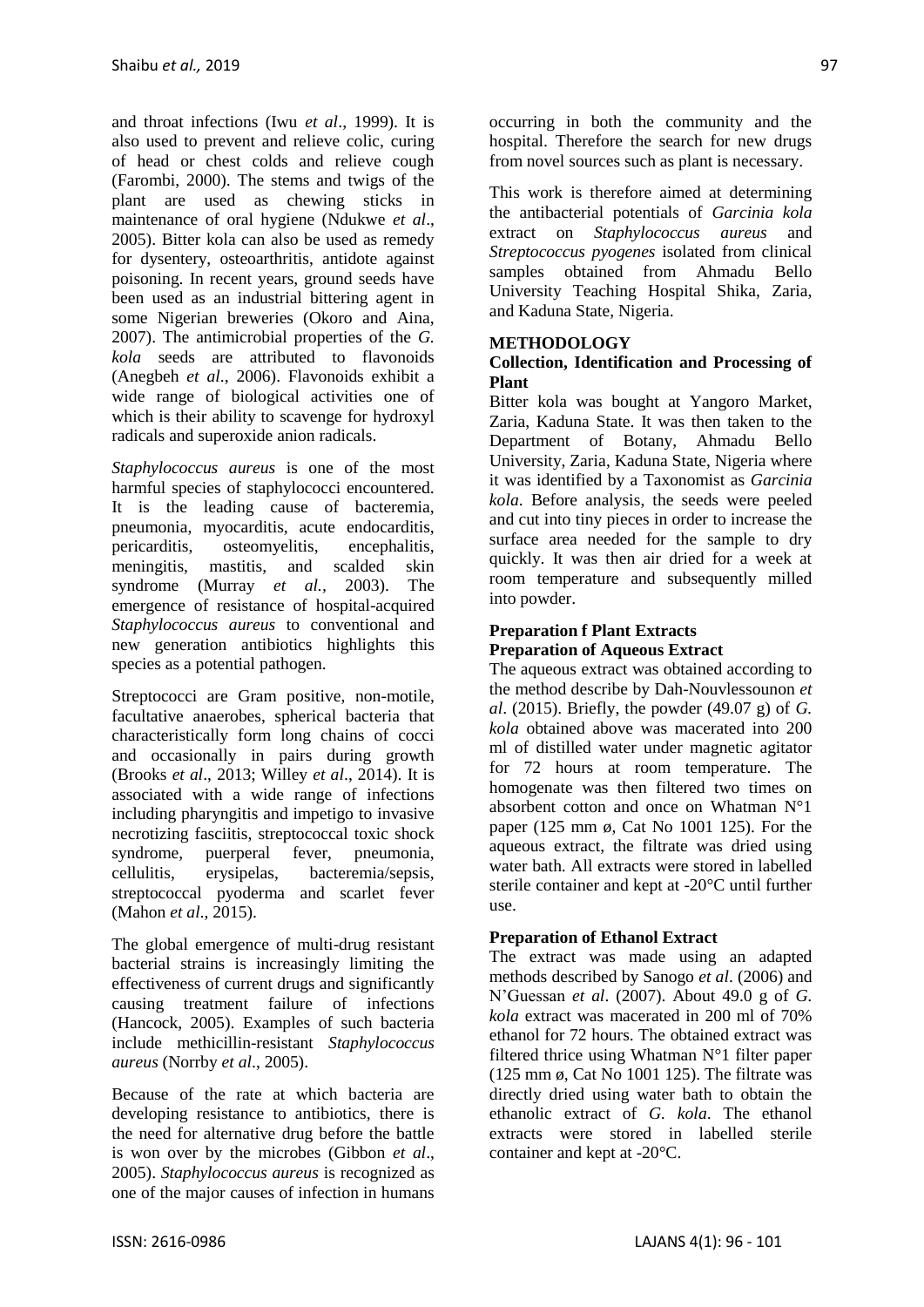and throat infections (Iwu *et al*., 1999). It is also used to prevent and relieve colic, curing of head or chest colds and relieve cough (Farombi, 2000). The stems and twigs of the plant are used as chewing sticks in maintenance of oral hygiene (Ndukwe *et al*., 2005). Bitter kola can also be used as remedy for dysentery, osteoarthritis, antidote against poisoning. In recent years, ground seeds have been used as an industrial bittering agent in some Nigerian breweries (Okoro and Aina, 2007). The antimicrobial properties of the *G. kola* seeds are attributed to flavonoids (Anegbeh *et al*., 2006). Flavonoids exhibit a wide range of biological activities one of which is their ability to scavenge for hydroxyl radicals and superoxide anion radicals.

*Staphylococcus aureus* is one of the most harmful species of staphylococci encountered. It is the leading cause of bacteremia, pneumonia, myocarditis, acute endocarditis, pericarditis, osteomyelitis, encephalitis, meningitis, mastitis, and scalded skin syndrome (Murray *et al.*, 2003). The emergence of resistance of hospital-acquired *Staphylococcus aureus* to conventional and new generation antibiotics highlights this species as a potential pathogen.

Streptococci are Gram positive, non-motile, facultative anaerobes, spherical bacteria that characteristically form long chains of cocci and occasionally in pairs during growth (Brooks *et al*., 2013; Willey *et al*., 2014). It is associated with a wide range of infections including pharyngitis and impetigo to invasive necrotizing fasciitis, streptococcal toxic shock syndrome, puerperal fever, pneumonia, cellulitis, erysipelas, bacteremia/sepsis, streptococcal pyoderma and scarlet fever (Mahon *et al*., 2015).

The global emergence of multi-drug resistant bacterial strains is increasingly limiting the effectiveness of current drugs and significantly causing treatment failure of infections (Hancock, 2005). Examples of such bacteria include methicillin-resistant *Staphylococcus aureus* (Norrby *et al*., 2005).

Because of the rate at which bacteria are developing resistance to antibiotics, there is the need for alternative drug before the battle is won over by the microbes (Gibbon *et al*., 2005). *Staphylococcus aureus* is recognized as one of the major causes of infection in humans occurring in both the community and the hospital. Therefore the search for new drugs from novel sources such as plant is necessary.

This work is therefore aimed at determining the antibacterial potentials of *Garcinia kola* extract on *Staphylococcus aureus* and *Streptococcus pyogenes* isolated from clinical samples obtained from Ahmadu Bello University Teaching Hospital Shika, Zaria, and Kaduna State, Nigeria.

## METHODOLOGY

### Collection, Identification and Processing of Plant

Bitter kola was bought at Yangoro Market, Zaria, Kaduna State. It was then taken to the Department of Botany, Ahmadu Bello University, Zaria, Kaduna State, Nigeria where it was identified by a Taxonomist as *Garcinia kola*. Before analysis, the seeds were peeled and cut into tiny pieces in order to increase the surface area needed for the sample to dry quickly. It was then air dried for a week at room temperature and subsequently milled into powder.

### Preparation f Plant Extracts

#### Preparation of Aqueous Extract

The aqueous extract was obtained according to the method describe by Dah-Nouvlessounon *et al*. (2015). Briefly, the powder (49.07 g) of *G. kola* obtained above was macerated into 200 ml of distilled water under magnetic agitator for 72 hours at room temperature. The homogenate was then filtered two times on absorbent cotton and once on Whatman N°1 paper (125 mm ø, Cat No 1001 125). For the aqueous extract, the filtrate was dried using water bath. All extracts were stored in labelled sterile container and kept at -20°C until further use.

#### Preparation of Ethanol Extract

The extract was made using an adapted methods described by Sanogo *et al*. (2006) and N'Guessan *et al*. (2007). About 49.0 g of *G. kola* extract was macerated in 200 ml of 70% ethanol for 72 hours. The obtained extract was filtered thrice using Whatman N°1 filter paper (125 mm ø, Cat No 1001 125). The filtrate was directly dried using water bath to obtain the ethanolic extract of *G. kola*. The ethanol extracts were stored in labelled sterile container and kept at -20°C.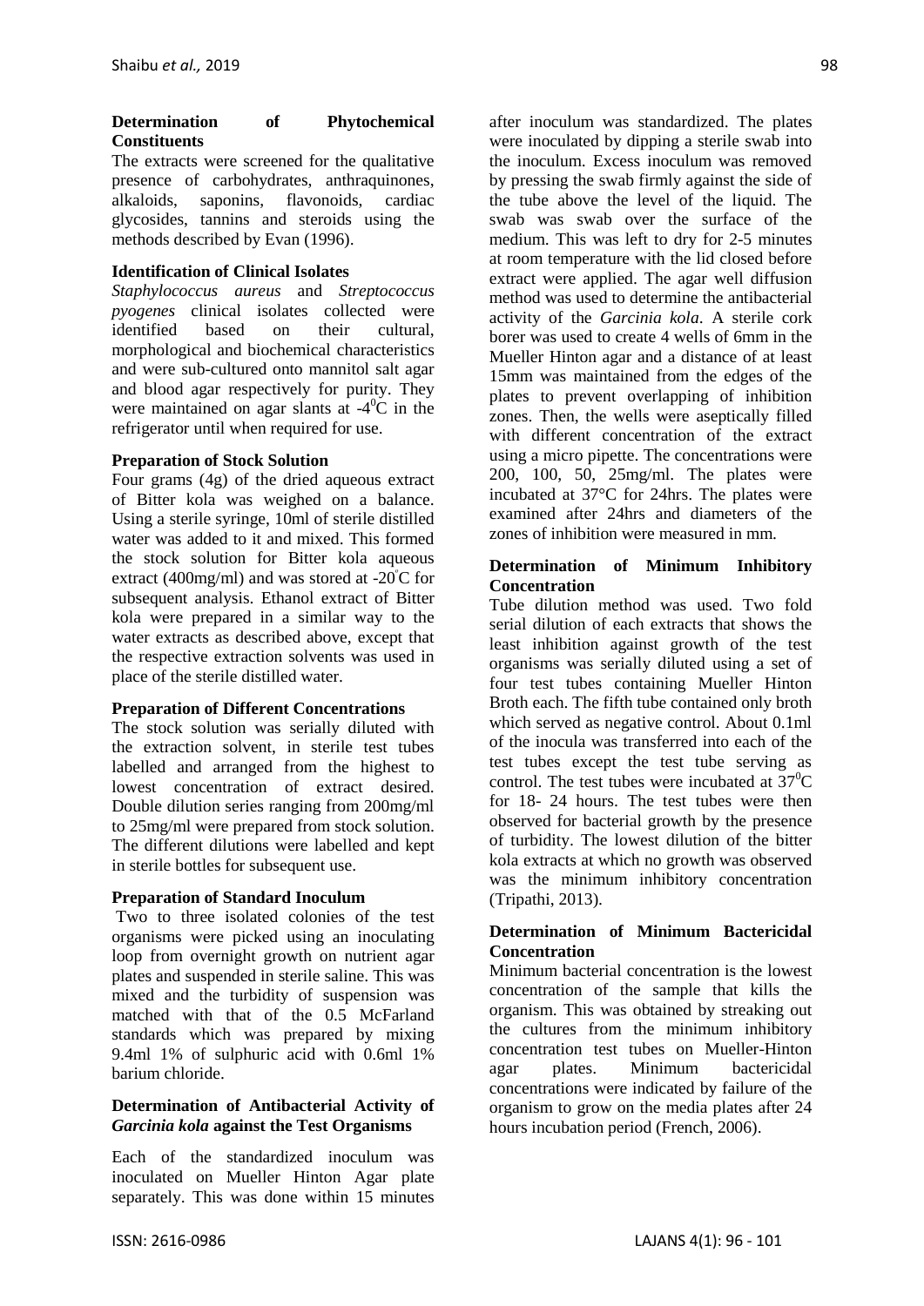**Determination of Phytochemical Constituents**

The extracts were screened for the qualitative presence of carbohydrates, anthraquinones, alkaloids, saponins, flavonoids, cardiac glycosides, tannins and steroids using the methods described by Evan (1996).

**Identification of Clinical Isolates**

*Staphylococcus aureus* and *Streptococcus pyogenes* clinical isolates collected were identified based on their cultural, morphological and biochemical characteristics and were sub-cultured onto mannitol salt agar and blood agar respectively for purity. They were maintained on agar slants at -4$^0$C in the refrigerator until when required for use.

**Preparation of Stock Solution**

Four grams (4g) of the dried aqueous extract of Bitter kola was weighed on a balance. Using a sterile syringe, 10ml of sterile distilled water was added to it and mixed. This formed the stock solution for Bitter kola aqueous extract (400mg/ml) and was stored at -20$^{\circ}$C for subsequent analysis. Ethanol extract of Bitter kola were prepared in a similar way to the water extracts as described above, except that the respective extraction solvents was used in place of the sterile distilled water.

**Preparation of Different Concentrations**

The stock solution was serially diluted with the extraction solvent, in sterile test tubes labelled and arranged from the highest to lowest concentration of extract desired. Double dilution series ranging from 200mg/ml to 25mg/ml were prepared from stock solution. The different dilutions were labelled and kept in sterile bottles for subsequent use.

**Preparation of Standard Inoculum**

Two to three isolated colonies of the test organisms were picked using an inoculating loop from overnight growth on nutrient agar plates and suspended in sterile saline. This was mixed and the turbidity of suspension was matched with that of the 0.5 McFarland standards which was prepared by mixing 9.4ml 1% of sulphuric acid with 0.6ml 1% barium chloride.

**Determination of Antibacterial Activity of *Garcinia kola* against the Test Organisms**

Each of the standardized inoculum was inoculated on Mueller Hinton Agar plate separately. This was done within 15 minutes after inoculum was standardized. The plates were inoculated by dipping a sterile swab into the inoculum. Excess inoculum was removed by pressing the swab firmly against the side of the tube above the level of the liquid. The swab was swab over the surface of the medium. This was left to dry for 2-5 minutes at room temperature with the lid closed before extract were applied. The agar well diffusion method was used to determine the antibacterial activity of the *Garcinia kola*. A sterile cork borer was used to create 4 wells of 6mm in the Mueller Hinton agar and a distance of at least 15mm was maintained from the edges of the plates to prevent overlapping of inhibition zones. Then, the wells were aseptically filled with different concentration of the extract using a micro pipette. The concentrations were 200, 100, 50, 25mg/ml. The plates were incubated at 37°C for 24hrs. The plates were examined after 24hrs and diameters of the zones of inhibition were measured in mm.

**Determination of Minimum Inhibitory Concentration**

Tube dilution method was used. Two fold serial dilution of each extracts that shows the least inhibition against growth of the test organisms was serially diluted using a set of four test tubes containing Mueller Hinton Broth each. The fifth tube contained only broth which served as negative control. About 0.1ml of the inocula was transferred into each of the test tubes except the test tube serving as control. The test tubes were incubated at 37$^0$C for 18- 24 hours. The test tubes were then observed for bacterial growth by the presence of turbidity. The lowest dilution of the bitter kola extracts at which no growth was observed was the minimum inhibitory concentration (Tripathi, 2013).

**Determination of Minimum Bactericidal Concentration**

Minimum bacterial concentration is the lowest concentration of the sample that kills the organism. This was obtained by streaking out the cultures from the minimum inhibitory concentration test tubes on Mueller-Hinton agar plates. Minimum bactericidal concentrations were indicated by failure of the organism to grow on the media plates after 24 hours incubation period (French, 2006).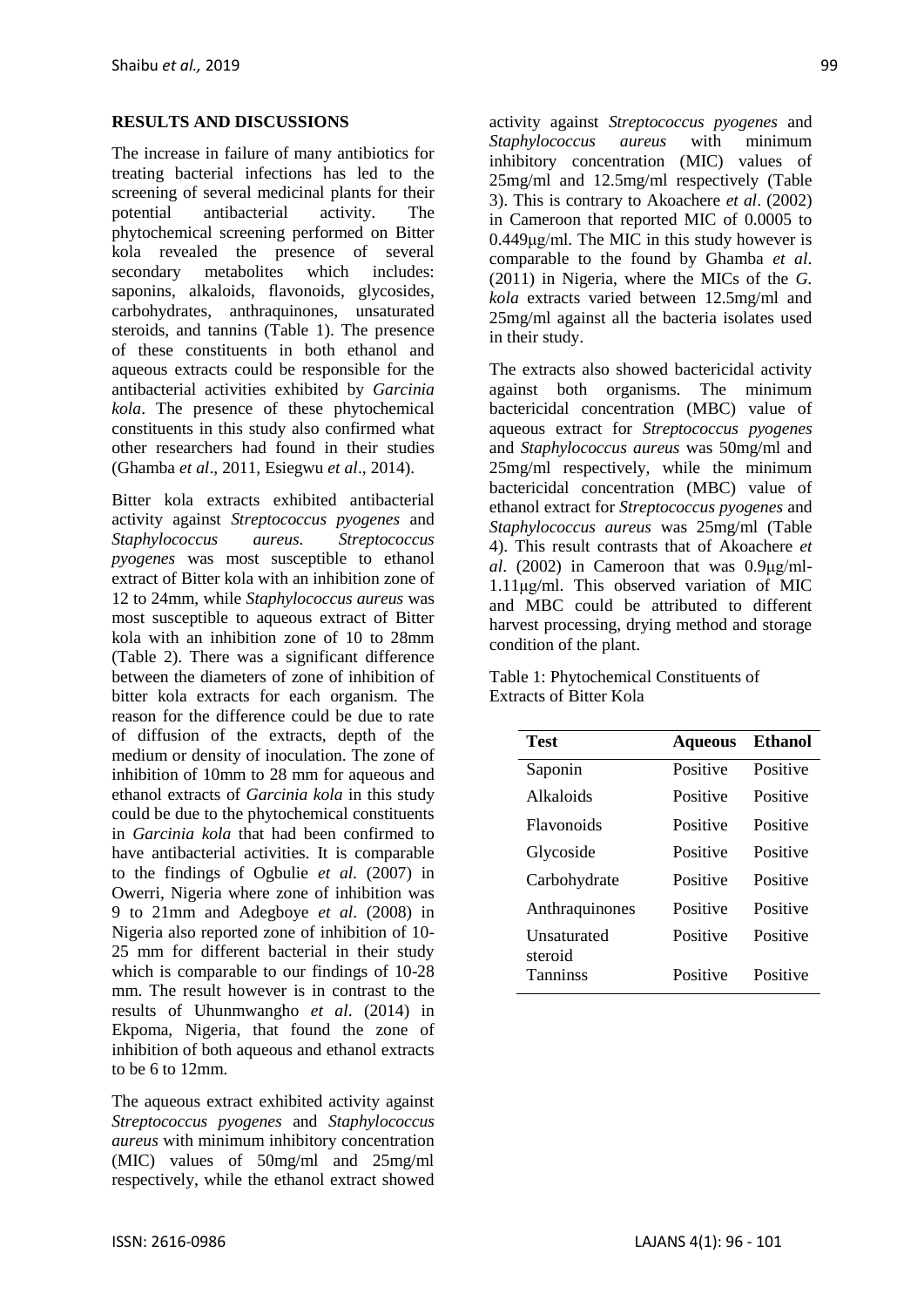## RESULTS AND DISCUSSIONS

The increase in failure of many antibiotics for treating bacterial infections has led to the screening of several medicinal plants for their potential antibacterial activity. The phytochemical screening performed on Bitter kola revealed the presence of several secondary metabolites which includes: saponins, alkaloids, flavonoids, glycosides, carbohydrates, anthraquinones, unsaturated steroids, and tannins (Table 1). The presence of these constituents in both ethanol and aqueous extracts could be responsible for the antibacterial activities exhibited by *Garcinia kola*. The presence of these phytochemical constituents in this study also confirmed what other researchers had found in their studies (Ghamba *et al*., 2011, Esiegwu *et al*., 2014).

Bitter kola extracts exhibited antibacterial activity against *Streptococcus pyogenes* and *Staphylococcus aureus*. *Streptococcus pyogenes* was most susceptible to ethanol extract of Bitter kola with an inhibition zone of 12 to 24mm, while *Staphylococcus aureus* was most susceptible to aqueous extract of Bitter kola with an inhibition zone of 10 to 28mm (Table 2). There was a significant difference between the diameters of zone of inhibition of bitter kola extracts for each organism. The reason for the difference could be due to rate of diffusion of the extracts, depth of the medium or density of inoculation. The zone of inhibition of 10mm to 28 mm for aqueous and ethanol extracts of *Garcinia kola* in this study could be due to the phytochemical constituents in *Garcinia kola* that had been confirmed to have antibacterial activities. It is comparable to the findings of Ogbulie *et al*. (2007) in Owerri, Nigeria where zone of inhibition was 9 to 21mm and Adegboye *et al*. (2008) in Nigeria also reported zone of inhibition of 10-25 mm for different bacterial in their study which is comparable to our findings of 10-28 mm. The result however is in contrast to the results of Uhunmwangho *et al*. (2014) in Ekpoma, Nigeria, that found the zone of inhibition of both aqueous and ethanol extracts to be 6 to 12mm.

The aqueous extract exhibited activity against *Streptococcus pyogenes* and *Staphylococcus aureus* with minimum inhibitory concentration (MIC) values of 50mg/ml and 25mg/ml respectively, while the ethanol extract showed activity against *Streptococcus pyogenes* and *Staphylococcus aureus* with minimum inhibitory concentration (MIC) values of 25mg/ml and 12.5mg/ml respectively (Table 3). This is contrary to Akoachere *et al*. (2002) in Cameroon that reported MIC of 0.0005 to 0.449μg/ml. The MIC in this study however is comparable to the found by Ghamba *et al*. (2011) in Nigeria, where the MICs of the *G. kola* extracts varied between 12.5mg/ml and 25mg/ml against all the bacteria isolates used in their study.

The extracts also showed bactericidal activity against both organisms. The minimum bactericidal concentration (MBC) value of aqueous extract for *Streptococcus pyogenes* and *Staphylococcus aureus* was 50mg/ml and 25mg/ml respectively, while the minimum bactericidal concentration (MBC) value of ethanol extract for *Streptococcus pyogenes* and *Staphylococcus aureus* was 25mg/ml (Table 4). This result contrasts that of Akoachere *et al*. (2002) in Cameroon that was 0.9μg/ml-1.11μg/ml. This observed variation of MIC and MBC could be attributed to different harvest processing, drying method and storage condition of the plant.

Table 1: Phytochemical Constituents of Extracts of Bitter Kola

| Test | Aqueous | Ethanol |
|---|---|---|
| Saponin | Positive | Positive |
| Alkaloids | Positive | Positive |
| Flavonoids | Positive | Positive |
| Glycoside | Positive | Positive |
| Carbohydrate | Positive | Positive |
| Anthraquinones | Positive | Positive |
| Unsaturated steroid | Positive | Positive |
| Tanninss | Positive | Positive |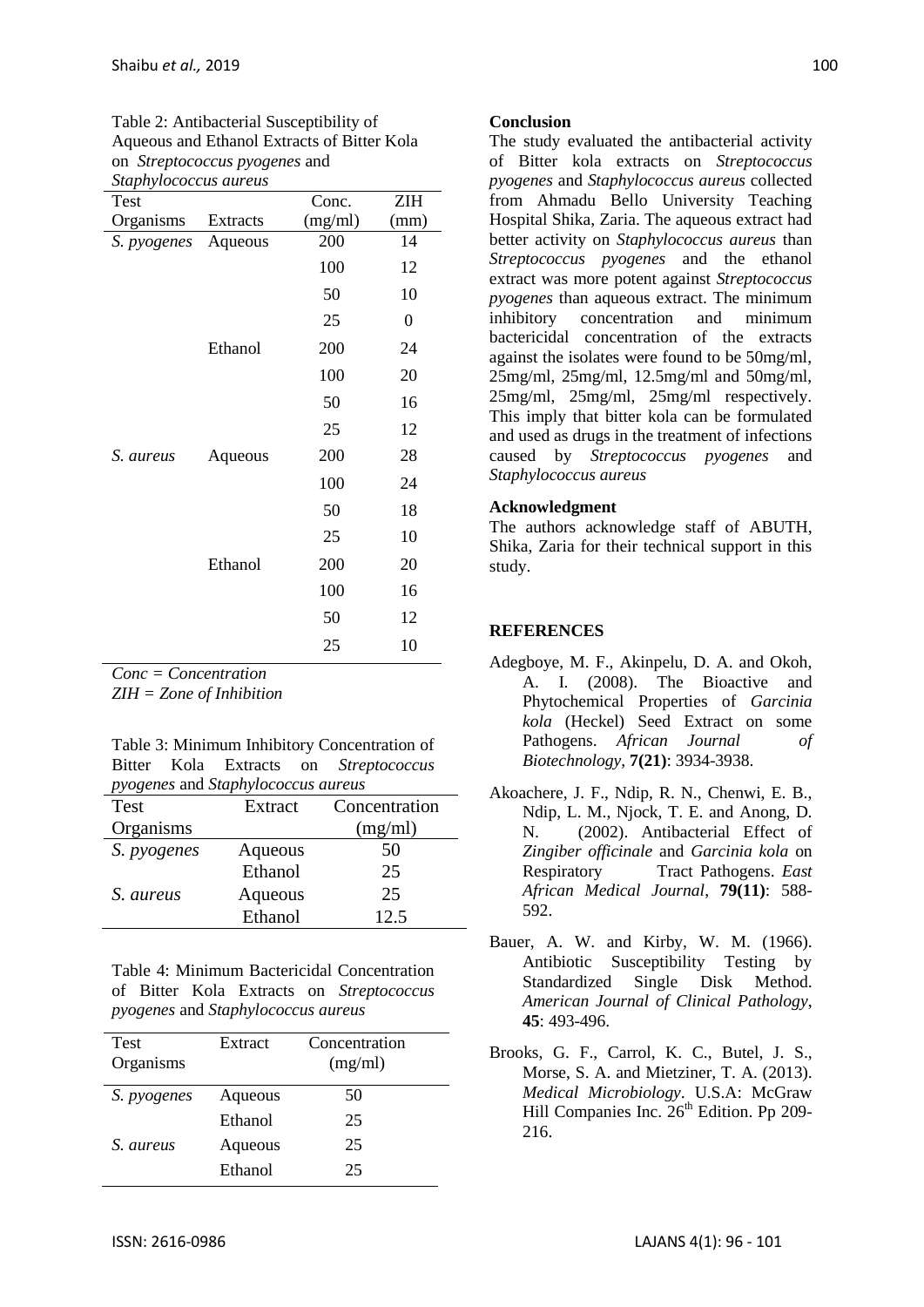Table 2: Antibacterial Susceptibility of Aqueous and Ethanol Extracts of Bitter Kola on *Streptococcus pyogenes* and *Staphylococcus aureus*

| Test Organisms | Extracts | Conc. (mg/ml) | ZIH (mm) |
|---|---|---|---|
| *S. pyogenes* | Aqueous | 200 | 14 |
| | | 100 | 12 |
| | | 50 | 10 |
| | | 25 | 0 |
| | Ethanol | 200 | 24 |
| | | 100 | 20 |
| | | 50 | 16 |
| | | 25 | 12 |
| *S. aureus* | Aqueous | 200 | 28 |
| | | 100 | 24 |
| | | 50 | 18 |
| | | 25 | 10 |
| | Ethanol | 200 | 20 |
| | | 100 | 16 |
| | | 50 | 12 |
| | | 25 | 10 |

*Conc = Concentration*
*ZIH = Zone of Inhibition*

Table 3: Minimum Inhibitory Concentration of Bitter Kola Extracts on *Streptococcus pyogenes* and *Staphylococcus aureus*

| Test Organisms | Extract | Concentration (mg/ml) |
|---|---|---|
| *S. pyogenes* | Aqueous | 50 |
| | Ethanol | 25 |
| *S. aureus* | Aqueous | 25 |
| | Ethanol | 12.5 |

Table 4: Minimum Bactericidal Concentration of Bitter Kola Extracts on *Streptococcus pyogenes* and *Staphylococcus aureus*

| Test Organisms | Extract | Concentration (mg/ml) |
|---|---|---|
| *S. pyogenes* | Aqueous | 50 |
| | Ethanol | 25 |
| *S. aureus* | Aqueous | 25 |
| | Ethanol | 25 |

## Conclusion

The study evaluated the antibacterial activity of Bitter kola extracts on *Streptococcus pyogenes* and *Staphylococcus aureus* collected from Ahmadu Bello University Teaching Hospital Shika, Zaria. The aqueous extract had better activity on *Staphylococcus aureus* than *Streptococcus pyogenes* and the ethanol extract was more potent against *Streptococcus pyogenes* than aqueous extract. The minimum inhibitory concentration and minimum bactericidal concentration of the extracts against the isolates were found to be 50mg/ml, 25mg/ml, 25mg/ml, 12.5mg/ml and 50mg/ml, 25mg/ml, 25mg/ml, 25mg/ml respectively. This imply that bitter kola can be formulated and used as drugs in the treatment of infections caused by *Streptococcus pyogenes* and *Staphylococcus aureus*

## Acknowledgment

The authors acknowledge staff of ABUTH, Shika, Zaria for their technical support in this study.

## REFERENCES

Adegboye, M. F., Akinpelu, D. A. and Okoh, A. I. (2008). The Bioactive and Phytochemical Properties of *Garcinia kola* (Heckel) Seed Extract on some Pathogens. *African Journal of Biotechnology*, **7(21)**: 3934-3938.

Akoachere, J. F., Ndip, R. N., Chenwi, E. B., Ndip, L. M., Njock, T. E. and Anong, D. N. (2002). Antibacterial Effect of *Zingiber officinale* and *Garcinia kola* on Respiratory Tract Pathogens. *East African Medical Journal*, **79(11)**: 588-592.

Bauer, A. W. and Kirby, W. M. (1966). Antibiotic Susceptibility Testing by Standardized Single Disk Method. *American Journal of Clinical Pathology*, **45**: 493-496.

Brooks, G. F., Carrol, K. C., Butel, J. S., Morse, S. A. and Mietziner, T. A. (2013). *Medical Microbiology*. U.S.A: McGraw Hill Companies Inc. 26th Edition. Pp 209-216.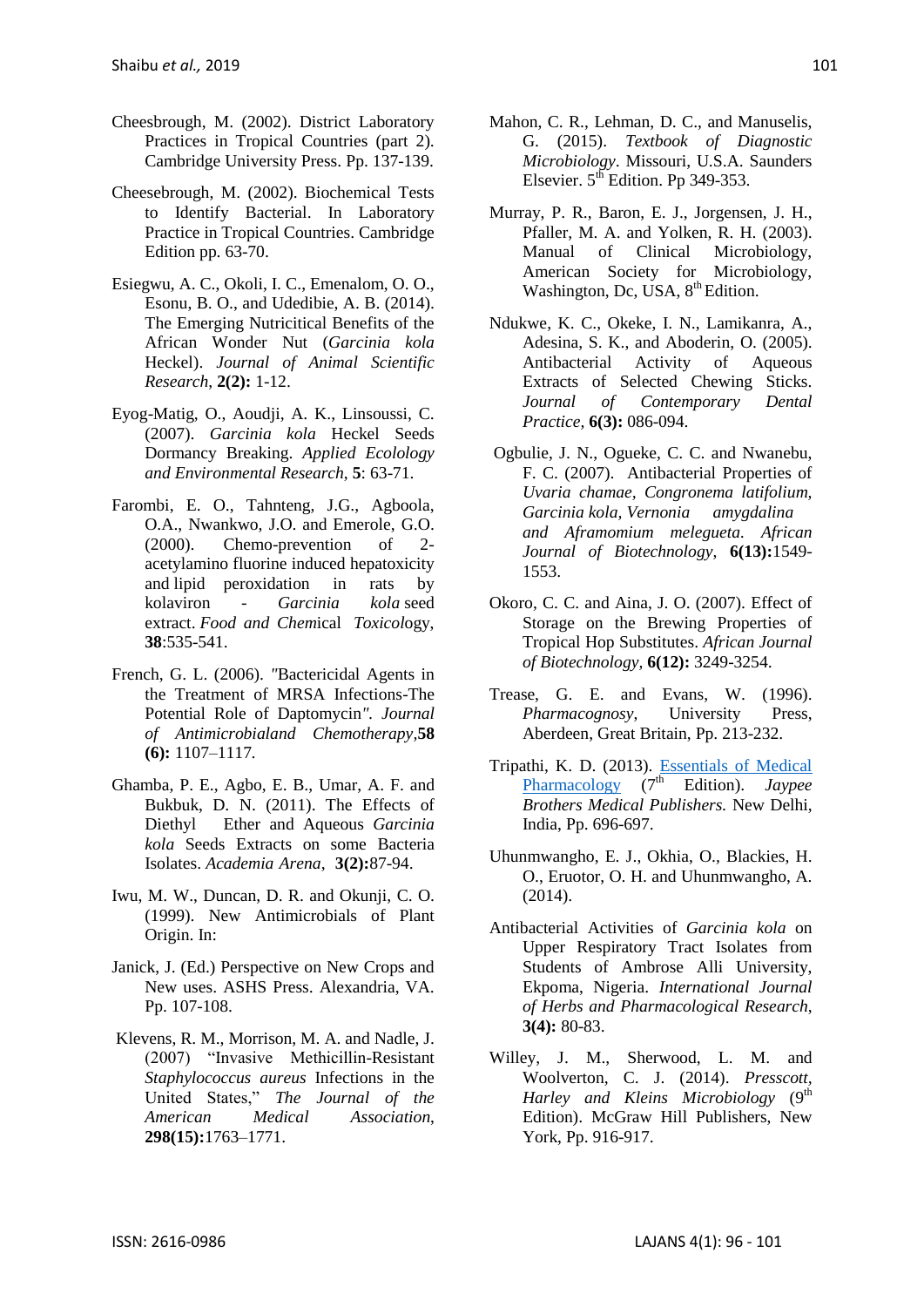Cheesbrough, M. (2002). District Laboratory Practices in Tropical Countries (part 2). Cambridge University Press. Pp. 137-139.

Cheesebrough, M. (2002). Biochemical Tests to Identify Bacterial. In Laboratory Practice in Tropical Countries. Cambridge Edition pp. 63-70.

Esiegwu, A. C., Okoli, I. C., Emenalom, O. O., Esonu, B. O., and Udedibie, A. B. (2014). The Emerging Nutricitical Benefits of the African Wonder Nut (*Garcinia kola* Heckel). *Journal of Animal Scientific Research*, **2(2):** 1-12.

Eyog-Matig, O., Aoudji, A. K., Linsoussi, C. (2007). *Garcinia kola* Heckel Seeds Dormancy Breaking. *Applied Ecolology and Environmental Research*, **5**: 63-71.

Farombi, E. O., Tahnteng, J.G., Agboola, O.A., Nwankwo, J.O. and Emerole, G.O. (2000). Chemo-prevention of 2-acetylamino fluorine induced hepatoxicity and lipid peroxidation in rats by kolaviron - *Garcinia kola* seed extract. *Food and Chem*ical *Toxicol*ogy, **38**:535-541.

French, G. L. (2006). "Bactericidal Agents in the Treatment of MRSA Infections-The Potential Role of Daptomycin*". Journal of Antimicrobialand Chemotherapy*,**58 (6):** 1107–1117.

Ghamba, P. E., Agbo, E. B., Umar, A. F. and Bukbuk, D. N. (2011). The Effects of Diethyl Ether and Aqueous *Garcinia kola* Seeds Extracts on some Bacteria Isolates. *Academia Arena*, **3(2):**87-94.

Iwu, M. W., Duncan, D. R. and Okunji, C. O. (1999). New Antimicrobials of Plant Origin. In:

Janick, J. (Ed.) Perspective on New Crops and New uses. ASHS Press. Alexandria, VA. Pp. 107-108.

Klevens, R. M., Morrison, M. A. and Nadle, J. (2007) "Invasive Methicillin-Resistant *Staphylococcus aureus* Infections in the United States," *The Journal of the American Medical Association*, **298(15):**1763–1771.

Mahon, C. R., Lehman, D. C., and Manuselis, G. (2015). *Textbook of Diagnostic Microbiology*. Missouri, U.S.A. Saunders Elsevier. 5th Edition. Pp 349-353.

Murray, P. R., Baron, E. J., Jorgensen, J. H., Pfaller, M. A. and Yolken, R. H. (2003). Manual of Clinical Microbiology, American Society for Microbiology, Washington, Dc, USA, 8th Edition.

Ndukwe, K. C., Okeke, I. N., Lamikanra, A., Adesina, S. K., and Aboderin, O. (2005). Antibacterial Activity of Aqueous Extracts of Selected Chewing Sticks. *Journal of Contemporary Dental Practice*, **6(3):** 086-094.

Ogbulie, J. N., Ogueke, C. C. and Nwanebu, F. C. (2007). Antibacterial Properties of *Uvaria chamae, Congronema latifolium, Garcinia kola, Vernonia amygdalina and Aframomium melegueta. African Journal of Biotechnology*, **6(13):**1549-1553.

Okoro, C. C. and Aina, J. O. (2007). Effect of Storage on the Brewing Properties of Tropical Hop Substitutes. *African Journal of Biotechnology*, **6(12):** 3249-3254.

Trease, G. E. and Evans, W. (1996). *Pharmacognosy*, University Press, Aberdeen, Great Britain, Pp. 213-232.

Tripathi, K. D. (2013). Essentials of Medical Pharmacology (7th Edition). *Jaypee Brothers Medical Publishers.* New Delhi, India, Pp. 696-697.

Uhunmwangho, E. J., Okhia, O., Blackies, H. O., Eruotor, O. H. and Uhunmwangho, A. (2014).

Antibacterial Activities of *Garcinia kola* on Upper Respiratory Tract Isolates from Students of Ambrose Alli University, Ekpoma, Nigeria. *International Journal of Herbs and Pharmacological Research*, **3(4):** 80-83.

Willey, J. M., Sherwood, L. M. and Woolverton, C. J. (2014). *Presscott, Harley and Kleins Microbiology* (9th Edition). McGraw Hill Publishers, New York, Pp. 916-917.